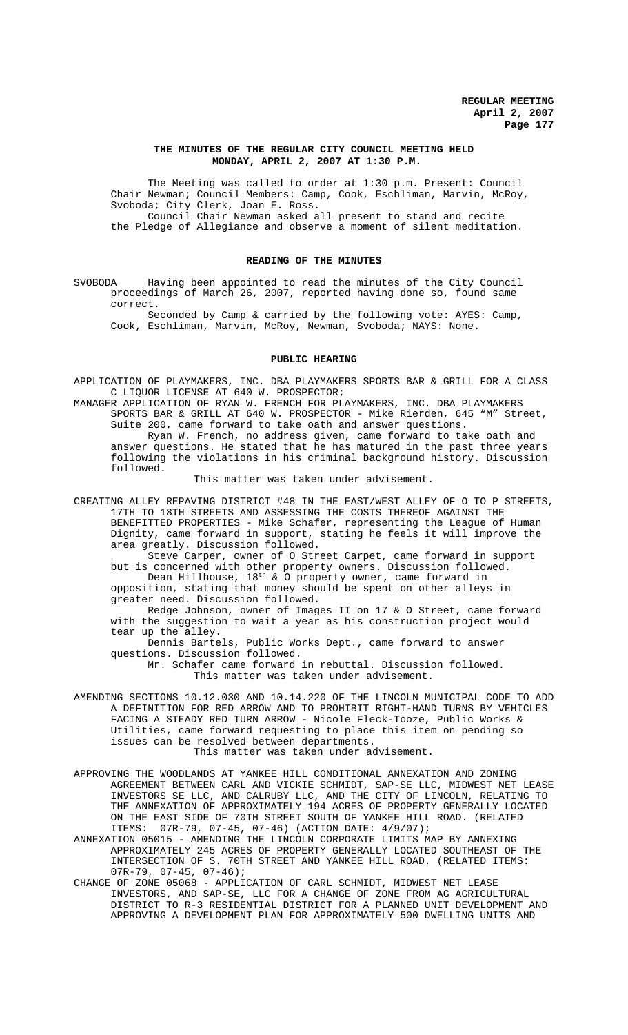# THE MINUTES OF THE REGULAR CITY COUNCIL MEETING HELD MONDAY, APRIL 2, 2007 AT 1:30 P.M.

The Meeting was called to order at 1:30 p.m. Present: Council Chair Newman; Council Members: Camp, Cook, Eschliman, Marvin, McRoy, Svoboda; City Clerk, Joan E. Ross.

Council Chair Newman asked all present to stand and recite the Pledge of Allegiance and observe a moment of silent meditation.

## READING OF THE MINUTES

SVOBODA Having been appointed to read the minutes of the City Council proceedings of March 26, 2007, reported having done so, found same correct.

Seconded by Camp & carried by the following vote: AYES: Camp, Cook, Eschliman, Marvin, McRoy, Newman, Svoboda; NAYS: None.

## PUBLIC HEARING

APPLICATION OF PLAYMAKERS, INC. DBA PLAYMAKERS SPORTS BAR & GRILL FOR A CLASS C LIQUOR LICENSE AT 640 W. PROSPECTOR;

MANAGER APPLICATION OF RYAN W. FRENCH FOR PLAYMAKERS, INC. DBA PLAYMAKERS SPORTS BAR & GRILL AT 640 W. PROSPECTOR - Mike Rierden, 645 "M" Street, Suite 200, came forward to take oath and answer questions.

Ryan W. French, no address given, came forward to take oath and answer questions. He stated that he has matured in the past three years following the violations in his criminal background history. Discussion followed.

This matter was taken under advisement.

CREATING ALLEY REPAVING DISTRICT #48 IN THE EAST/WEST ALLEY OF O TO P STREETS, 17TH TO 18TH STREETS AND ASSESSING THE COSTS THEREOF AGAINST THE BENEFITTED PROPERTIES - Mike Schafer, representing the League of Human Dignity, came forward in support, stating he feels it will improve the area greatly. Discussion followed.

Steve Carper, owner of O Street Carpet, came forward in support but is concerned with other property owners. Discussion followed.

Dean Hillhouse, 18th & O property owner, came forward in opposition, stating that money should be spent on other alleys in greater need. Discussion followed.

Redge Johnson, owner of Images II on 17 & O Street, came forward with the suggestion to wait a year as his construction project would tear up the alley.

Dennis Bartels, Public Works Dept., came forward to answer questions. Discussion followed.

Mr. Schafer came forward in rebuttal. Discussion followed.

This matter was taken under advisement.

AMENDING SECTIONS 10.12.030 AND 10.14.220 OF THE LINCOLN MUNICIPAL CODE TO ADD A DEFINITION FOR RED ARROW AND TO PROHIBIT RIGHT-HAND TURNS BY VEHICLES FACING A STEADY RED TURN ARROW - Nicole Fleck-Tooze, Public Works & Utilities, came forward requesting to place this item on pending so issues can be resolved between departments.

This matter was taken under advisement.

APPROVING THE WOODLANDS AT YANKEE HILL CONDITIONAL ANNEXATION AND ZONING AGREEMENT BETWEEN CARL AND VICKIE SCHMIDT, SAP-SE LLC, MIDWEST NET LEASE INVESTORS SE LLC, AND CALRUBY LLC, AND THE CITY OF LINCOLN, RELATING TO THE ANNEXATION OF APPROXIMATELY 194 ACRES OF PROPERTY GENERALLY LOCATED ON THE EAST SIDE OF 70TH STREET SOUTH OF YANKEE HILL ROAD. (RELATED ITEMS: 07R-79, 07-45, 07-46) (ACTION DATE: 4/9/07);

ANNEXATION 05015 - AMENDING THE LINCOLN CORPORATE LIMITS MAP BY ANNEXING APPROXIMATELY 245 ACRES OF PROPERTY GENERALLY LOCATED SOUTHEAST OF THE INTERSECTION OF S. 70TH STREET AND YANKEE HILL ROAD. (RELATED ITEMS: 07R-79, 07-45, 07-46);

CHANGE OF ZONE 05068 - APPLICATION OF CARL SCHMIDT, MIDWEST NET LEASE INVESTORS, AND SAP-SE, LLC FOR A CHANGE OF ZONE FROM AG AGRICULTURAL DISTRICT TO R-3 RESIDENTIAL DISTRICT FOR A PLANNED UNIT DEVELOPMENT AND APPROVING A DEVELOPMENT PLAN FOR APPROXIMATELY 500 DWELLING UNITS AND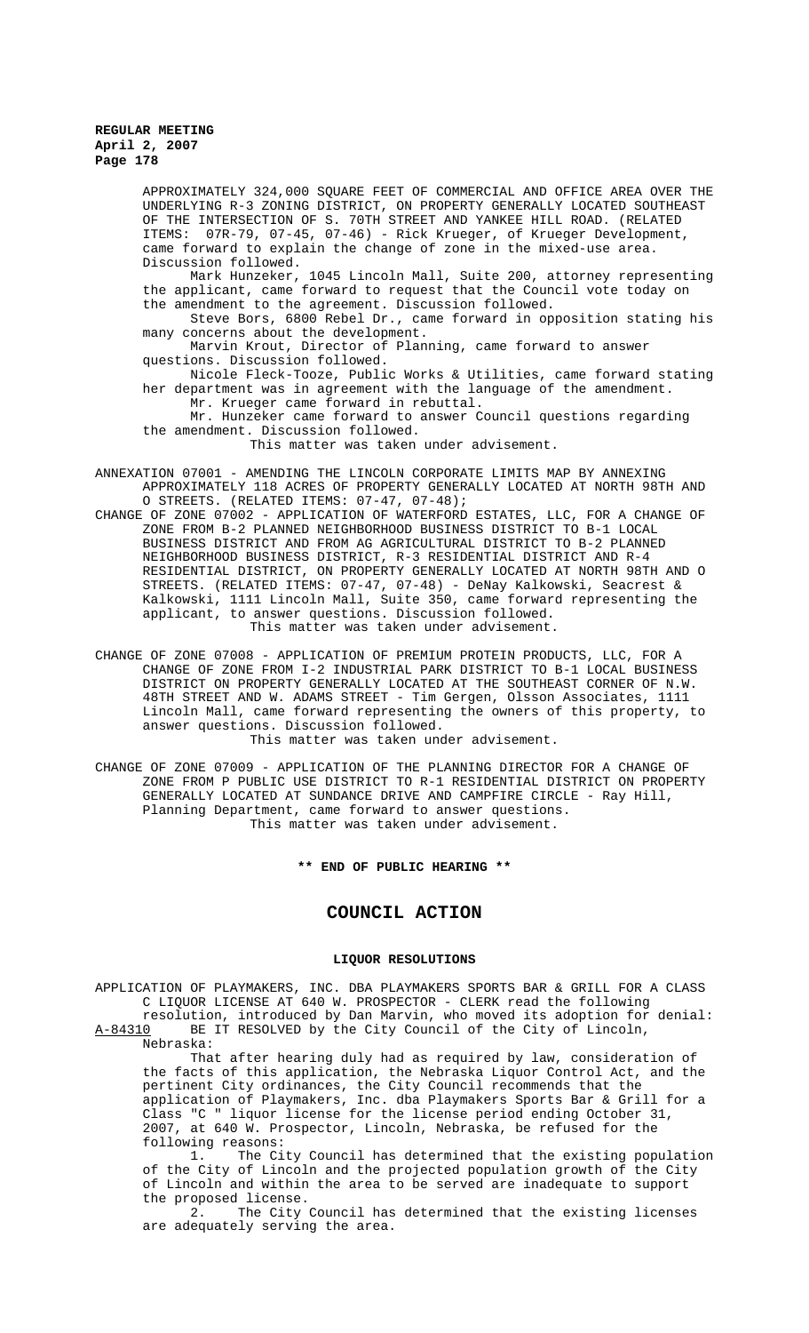APPROXIMATELY 324,000 SQUARE FEET OF COMMERCIAL AND OFFICE AREA OVER THE UNDERLYING R-3 ZONING DISTRICT, ON PROPERTY GENERALLY LOCATED SOUTHEAST OF THE INTERSECTION OF S. 70TH STREET AND YANKEE HILL ROAD. (RELATED ITEMS: 07R-79, 07-45, 07-46) - Rick Krueger, of Krueger Development, came forward to explain the change of zone in the mixed-use area. Discussion followed.

Mark Hunzeker, 1045 Lincoln Mall, Suite 200, attorney representing the applicant, came forward to request that the Council vote today on the amendment to the agreement. Discussion followed.

Steve Bors, 6800 Rebel Dr., came forward in opposition stating his many concerns about the development.

Marvin Krout, Director of Planning, came forward to answer questions. Discussion followed.

Nicole Fleck-Tooze, Public Works & Utilities, came forward stating her department was in agreement with the language of the amendment.

Mr. Krueger came forward in rebuttal.

Mr. Hunzeker came forward to answer Council questions regarding the amendment. Discussion followed.

This matter was taken under advisement.

ANNEXATION 07001 - AMENDING THE LINCOLN CORPORATE LIMITS MAP BY ANNEXING APPROXIMATELY 118 ACRES OF PROPERTY GENERALLY LOCATED AT NORTH 98TH AND O STREETS. (RELATED ITEMS: 07-47, 07-48);

CHANGE OF ZONE 07002 - APPLICATION OF WATERFORD ESTATES, LLC, FOR A CHANGE OF ZONE FROM B-2 PLANNED NEIGHBORHOOD BUSINESS DISTRICT TO B-1 LOCAL BUSINESS DISTRICT AND FROM AG AGRICULTURAL DISTRICT TO B-2 PLANNED NEIGHBORHOOD BUSINESS DISTRICT, R-3 RESIDENTIAL DISTRICT AND R-4 RESIDENTIAL DISTRICT, ON PROPERTY GENERALLY LOCATED AT NORTH 98TH AND O STREETS. (RELATED ITEMS: 07-47, 07-48) - DeNay Kalkowski, Seacrest & Kalkowski, 1111 Lincoln Mall, Suite 350, came forward representing the applicant, to answer questions. Discussion followed.

This matter was taken under advisement.

CHANGE OF ZONE 07008 - APPLICATION OF PREMIUM PROTEIN PRODUCTS, LLC, FOR A CHANGE OF ZONE FROM I-2 INDUSTRIAL PARK DISTRICT TO B-1 LOCAL BUSINESS DISTRICT ON PROPERTY GENERALLY LOCATED AT THE SOUTHEAST CORNER OF N.W. 48TH STREET AND W. ADAMS STREET - Tim Gergen, Olsson Associates, 1111 Lincoln Mall, came forward representing the owners of this property, to answer questions. Discussion followed.

This matter was taken under advisement.

CHANGE OF ZONE 07009 - APPLICATION OF THE PLANNING DIRECTOR FOR A CHANGE OF ZONE FROM P PUBLIC USE DISTRICT TO R-1 RESIDENTIAL DISTRICT ON PROPERTY GENERALLY LOCATED AT SUNDANCE DRIVE AND CAMPFIRE CIRCLE - Ray Hill, Planning Department, came forward to answer questions.

This matter was taken under advisement.

**\*\* END OF PUBLIC HEARING \*\***

# COUNCIL ACTION

## LIQUOR RESOLUTIONS

APPLICATION OF PLAYMAKERS, INC. DBA PLAYMAKERS SPORTS BAR & GRILL FOR A CLASS C LIQUOR LICENSE AT 640 W. PROSPECTOR - CLERK read the following resolution, introduced by Dan Marvin, who moved its adoption for denial:

A-84310 BE IT RESOLVED by the City Council of the City of Lincoln, Nebraska:

That after hearing duly had as required by law, consideration of the facts of this application, the Nebraska Liquor Control Act, and the pertinent City ordinances, the City Council recommends that the application of Playmakers, Inc. dba Playmakers Sports Bar & Grill for a Class "C " liquor license for the license period ending October 31, 2007, at 640 W. Prospector, Lincoln, Nebraska, be refused for the following reasons:

1. The City Council has determined that the existing population of the City of Lincoln and the projected population growth of the City of Lincoln and within the area to be served are inadequate to support the proposed license.
2. The City Council has determined that the existing licenses are adequately serving the area.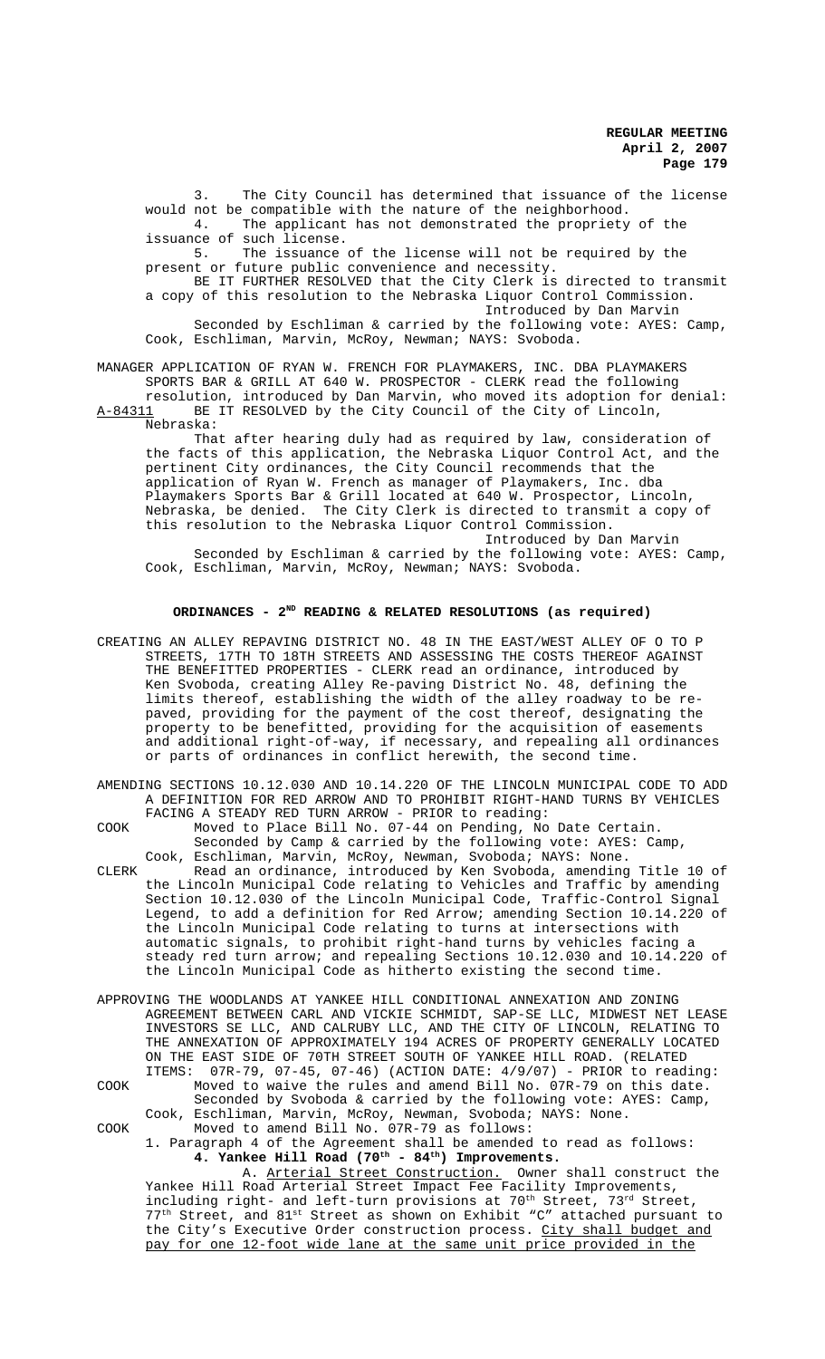3. The City Council has determined that issuance of the license would not be compatible with the nature of the neighborhood.

4. The applicant has not demonstrated the propriety of the issuance of such license.

5. The issuance of the license will not be required by the present or future public convenience and necessity.

BE IT FURTHER RESOLVED that the City Clerk is directed to transmit a copy of this resolution to the Nebraska Liquor Control Commission.

Introduced by Dan Marvin

Seconded by Eschliman & carried by the following vote: AYES: Camp, Cook, Eschliman, Marvin, McRoy, Newman; NAYS: Svoboda.

MANAGER APPLICATION OF RYAN W. FRENCH FOR PLAYMAKERS, INC. DBA PLAYMAKERS SPORTS BAR & GRILL AT 640 W. PROSPECTOR - CLERK read the following resolution, introduced by Dan Marvin, who moved its adoption for denial:

A-84311 BE IT RESOLVED by the City Council of the City of Lincoln, Nebraska:

That after hearing duly had as required by law, consideration of the facts of this application, the Nebraska Liquor Control Act, and the pertinent City ordinances, the City Council recommends that the application of Ryan W. French as manager of Playmakers, Inc. dba Playmakers Sports Bar & Grill located at 640 W. Prospector, Lincoln, Nebraska, be denied. The City Clerk is directed to transmit a copy of this resolution to the Nebraska Liquor Control Commission.

Introduced by Dan Marvin

Seconded by Eschliman & carried by the following vote: AYES: Camp, Cook, Eschliman, Marvin, McRoy, Newman; NAYS: Svoboda.

## ORDINANCES - 2ND READING & RELATED RESOLUTIONS (as required)

CREATING AN ALLEY REPAVING DISTRICT NO. 48 IN THE EAST/WEST ALLEY OF O TO P STREETS, 17TH TO 18TH STREETS AND ASSESSING THE COSTS THEREOF AGAINST THE BENEFITTED PROPERTIES - CLERK read an ordinance, introduced by Ken Svoboda, creating Alley Re-paving District No. 48, defining the limits thereof, establishing the width of the alley roadway to be re-paved, providing for the payment of the cost thereof, designating the property to be benefitted, providing for the acquisition of easements and additional right-of-way, if necessary, and repealing all ordinances or parts of ordinances in conflict herewith, the second time.

AMENDING SECTIONS 10.12.030 AND 10.14.220 OF THE LINCOLN MUNICIPAL CODE TO ADD A DEFINITION FOR RED ARROW AND TO PROHIBIT RIGHT-HAND TURNS BY VEHICLES FACING A STEADY RED TURN ARROW - PRIOR to reading:

COOK Moved to Place Bill No. 07-44 on Pending, No Date Certain.

Seconded by Camp & carried by the following vote: AYES: Camp, Cook, Eschliman, Marvin, McRoy, Newman, Svoboda; NAYS: None.

CLERK Read an ordinance, introduced by Ken Svoboda, amending Title 10 of the Lincoln Municipal Code relating to Vehicles and Traffic by amending Section 10.12.030 of the Lincoln Municipal Code, Traffic-Control Signal Legend, to add a definition for Red Arrow; amending Section 10.14.220 of the Lincoln Municipal Code relating to turns at intersections with automatic signals, to prohibit right-hand turns by vehicles facing a steady red turn arrow; and repealing Sections 10.12.030 and 10.14.220 of the Lincoln Municipal Code as hitherto existing the second time.

APPROVING THE WOODLANDS AT YANKEE HILL CONDITIONAL ANNEXATION AND ZONING AGREEMENT BETWEEN CARL AND VICKIE SCHMIDT, SAP-SE LLC, MIDWEST NET LEASE INVESTORS SE LLC, AND CALRUBY LLC, AND THE CITY OF LINCOLN, RELATING TO THE ANNEXATION OF APPROXIMATELY 194 ACRES OF PROPERTY GENERALLY LOCATED ON THE EAST SIDE OF 70TH STREET SOUTH OF YANKEE HILL ROAD. (RELATED ITEMS: 07R-79, 07-45, 07-46) (ACTION DATE: 4/9/07) - PRIOR to reading:

COOK Moved to waive the rules and amend Bill No. 07R-79 on this date.

Seconded by Svoboda & carried by the following vote: AYES: Camp, Cook, Eschliman, Marvin, McRoy, Newman, Svoboda; NAYS: None.

COOK Moved to amend Bill No. 07R-79 as follows:

1. Paragraph 4 of the Agreement shall be amended to read as follows:

**4. Yankee Hill Road (70th - 84th) Improvements.**

A. Arterial Street Construction. Owner shall construct the Yankee Hill Road Arterial Street Impact Fee Facility Improvements, including right- and left-turn provisions at 70th Street, 73rd Street, 77th Street, and 81st Street as shown on Exhibit "C" attached pursuant to the City's Executive Order construction process. City shall budget and pay for one 12-foot wide lane at the same unit price provided in the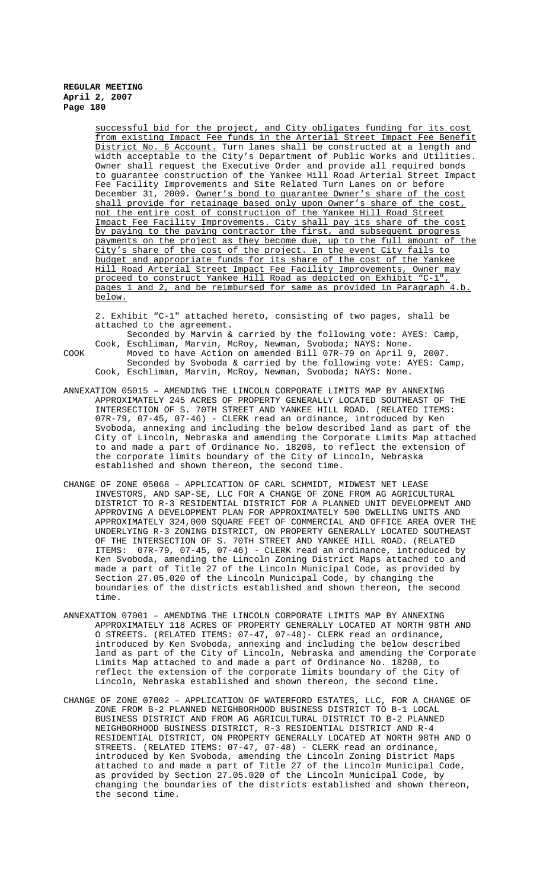successful bid for the project, and City obligates funding for its cost from existing Impact Fee funds in the Arterial Street Impact Fee Benefit District No. 6 Account. Turn lanes shall be constructed at a length and width acceptable to the City's Department of Public Works and Utilities. Owner shall request the Executive Order and provide all required bonds to guarantee construction of the Yankee Hill Road Arterial Street Impact Fee Facility Improvements and Site Related Turn Lanes on or before December 31, 2009. Owner's bond to guarantee Owner's share of the cost shall provide for retainage based only upon Owner's share of the cost, not the entire cost of construction of the Yankee Hill Road Street Impact Fee Facility Improvements. City shall pay its share of the cost by paying to the paving contractor the first, and subsequent progress payments on the project as they become due, up to the full amount of the City's share of the cost of the project. In the event City fails to budget and appropriate funds for its share of the cost of the Yankee Hill Road Arterial Street Impact Fee Facility Improvements, Owner may proceed to construct Yankee Hill Road as depicted on Exhibit "C-1", pages 1 and 2, and be reimbursed for same as provided in Paragraph 4.b. below.

2. Exhibit "C-1" attached hereto, consisting of two pages, shall be attached to the agreement.

Seconded by Marvin & carried by the following vote: AYES: Camp, Cook, Eschliman, Marvin, McRoy, Newman, Svoboda; NAYS: None.

COOK Moved to have Action on amended Bill 07R-79 on April 9, 2007.

Seconded by Svoboda & carried by the following vote: AYES: Camp, Cook, Eschliman, Marvin, McRoy, Newman, Svoboda; NAYS: None.

ANNEXATION 05015 – AMENDING THE LINCOLN CORPORATE LIMITS MAP BY ANNEXING APPROXIMATELY 245 ACRES OF PROPERTY GENERALLY LOCATED SOUTHEAST OF THE INTERSECTION OF S. 70TH STREET AND YANKEE HILL ROAD. (RELATED ITEMS: 07R-79, 07-45, 07-46) - CLERK read an ordinance, introduced by Ken Svoboda, annexing and including the below described land as part of the City of Lincoln, Nebraska and amending the Corporate Limits Map attached to and made a part of Ordinance No. 18208, to reflect the extension of the corporate limits boundary of the City of Lincoln, Nebraska established and shown thereon, the second time.

CHANGE OF ZONE 05068 – APPLICATION OF CARL SCHMIDT, MIDWEST NET LEASE INVESTORS, AND SAP-SE, LLC FOR A CHANGE OF ZONE FROM AG AGRICULTURAL DISTRICT TO R-3 RESIDENTIAL DISTRICT FOR A PLANNED UNIT DEVELOPMENT AND APPROVING A DEVELOPMENT PLAN FOR APPROXIMATELY 500 DWELLING UNITS AND APPROXIMATELY 324,000 SQUARE FEET OF COMMERCIAL AND OFFICE AREA OVER THE UNDERLYING R-3 ZONING DISTRICT, ON PROPERTY GENERALLY LOCATED SOUTHEAST OF THE INTERSECTION OF S. 70TH STREET AND YANKEE HILL ROAD. (RELATED ITEMS: 07R-79, 07-45, 07-46) - CLERK read an ordinance, introduced by Ken Svoboda, amending the Lincoln Zoning District Maps attached to and made a part of Title 27 of the Lincoln Municipal Code, as provided by Section 27.05.020 of the Lincoln Municipal Code, by changing the boundaries of the districts established and shown thereon, the second time.

ANNEXATION 07001 – AMENDING THE LINCOLN CORPORATE LIMITS MAP BY ANNEXING APPROXIMATELY 118 ACRES OF PROPERTY GENERALLY LOCATED AT NORTH 98TH AND O STREETS. (RELATED ITEMS: 07-47, 07-48)- CLERK read an ordinance, introduced by Ken Svoboda, annexing and including the below described land as part of the City of Lincoln, Nebraska and amending the Corporate Limits Map attached to and made a part of Ordinance No. 18208, to reflect the extension of the corporate limits boundary of the City of Lincoln, Nebraska established and shown thereon, the second time.

CHANGE OF ZONE 07002 – APPLICATION OF WATERFORD ESTATES, LLC, FOR A CHANGE OF ZONE FROM B-2 PLANNED NEIGHBORHOOD BUSINESS DISTRICT TO B-1 LOCAL BUSINESS DISTRICT AND FROM AG AGRICULTURAL DISTRICT TO B-2 PLANNED NEIGHBORHOOD BUSINESS DISTRICT, R-3 RESIDENTIAL DISTRICT AND R-4 RESIDENTIAL DISTRICT, ON PROPERTY GENERALLY LOCATED AT NORTH 98TH AND O STREETS. (RELATED ITEMS: 07-47, 07-48) - CLERK read an ordinance, introduced by Ken Svoboda, amending the Lincoln Zoning District Maps attached to and made a part of Title 27 of the Lincoln Municipal Code, as provided by Section 27.05.020 of the Lincoln Municipal Code, by changing the boundaries of the districts established and shown thereon, the second time.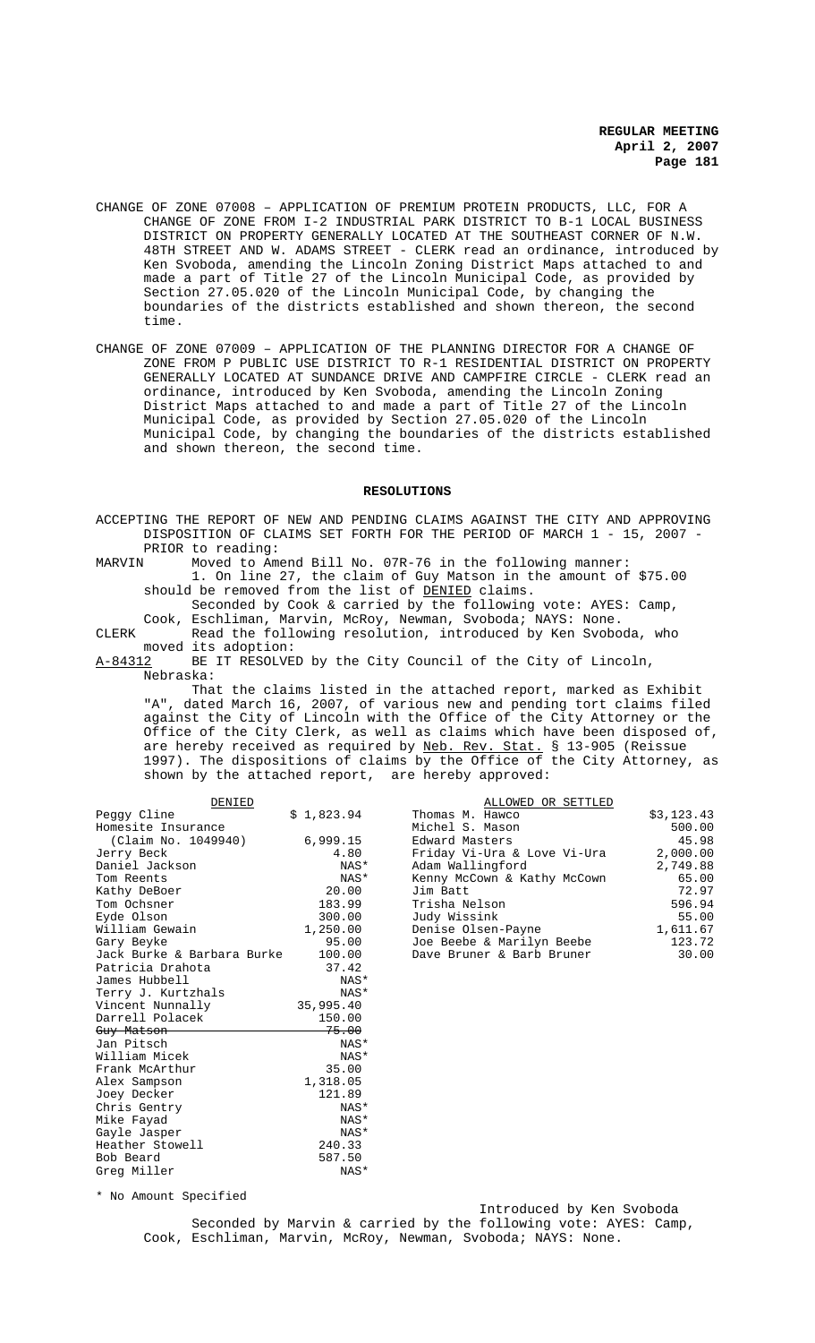CHANGE OF ZONE 07008 – APPLICATION OF PREMIUM PROTEIN PRODUCTS, LLC, FOR A CHANGE OF ZONE FROM I-2 INDUSTRIAL PARK DISTRICT TO B-1 LOCAL BUSINESS DISTRICT ON PROPERTY GENERALLY LOCATED AT THE SOUTHEAST CORNER OF N.W. 48TH STREET AND W. ADAMS STREET - CLERK read an ordinance, introduced by Ken Svoboda, amending the Lincoln Zoning District Maps attached to and made a part of Title 27 of the Lincoln Municipal Code, as provided by Section 27.05.020 of the Lincoln Municipal Code, by changing the boundaries of the districts established and shown thereon, the second time.

CHANGE OF ZONE 07009 – APPLICATION OF THE PLANNING DIRECTOR FOR A CHANGE OF ZONE FROM P PUBLIC USE DISTRICT TO R-1 RESIDENTIAL DISTRICT ON PROPERTY GENERALLY LOCATED AT SUNDANCE DRIVE AND CAMPFIRE CIRCLE - CLERK read an ordinance, introduced by Ken Svoboda, amending the Lincoln Zoning District Maps attached to and made a part of Title 27 of the Lincoln Municipal Code, as provided by Section 27.05.020 of the Lincoln Municipal Code, by changing the boundaries of the districts established and shown thereon, the second time.

## RESOLUTIONS

ACCEPTING THE REPORT OF NEW AND PENDING CLAIMS AGAINST THE CITY AND APPROVING DISPOSITION OF CLAIMS SET FORTH FOR THE PERIOD OF MARCH 1 - 15, 2007 - PRIOR to reading:

MARVIN Moved to Amend Bill No. 07R-76 in the following manner:

1. On line 27, the claim of Guy Matson in the amount of $75.00 should be removed from the list of DENIED claims.

Seconded by Cook & carried by the following vote: AYES: Camp, Cook, Eschliman, Marvin, McRoy, Newman, Svoboda; NAYS: None.

CLERK Read the following resolution, introduced by Ken Svoboda, who moved its adoption:

A-84312 BE IT RESOLVED by the City Council of the City of Lincoln, Nebraska:

That the claims listed in the attached report, marked as Exhibit "A", dated March 16, 2007, of various new and pending tort claims filed against the City of Lincoln with the Office of the City Attorney or the Office of the City Clerk, as well as claims which have been disposed of, are hereby received as required by Neb. Rev. Stat. § 13-905 (Reissue 1997). The dispositions of claims by the Office of the City Attorney, as shown by the attached report, are hereby approved:

| DENIED | | ALLOWED OR SETTLED | |
|---|---|---|---|
| Peggy Cline | $ 1,823.94 | Thomas M. Hawco | $3,123.43 |
| Homesite Insurance | | Michel S. Mason | 500.00 |
| (Claim No. 1049940) | 6,999.15 | Edward Masters | 45.98 |
| Jerry Beck | 4.80 | Friday Vi-Ura & Love Vi-Ura | 2,000.00 |
| Daniel Jackson | NAS* | Adam Wallingford | 2,749.88 |
| Tom Reents | NAS* | Kenny McCown & Kathy McCown | 65.00 |
| Kathy DeBoer | 20.00 | Jim Batt | 72.97 |
| Tom Ochsner | 183.99 | Trisha Nelson | 596.94 |
| Eyde Olson | 300.00 | Judy Wissink | 55.00 |
| William Gewain | 1,250.00 | Denise Olsen-Payne | 1,611.67 |
| Gary Beyke | 95.00 | Joe Beebe & Marilyn Beebe | 123.72 |
| Jack Burke & Barbara Burke | 100.00 | Dave Bruner & Barb Bruner | 30.00 |
| Patricia Drahota | 37.42 | | |
| James Hubbell | NAS* | | |
| Terry J. Kurtzhals | NAS* | | |
| Vincent Nunnally | 35,995.40 | | |
| Darrell Polacek | 150.00 | | |
| ~~Guy Matson~~ | ~~75.00~~ | | |
| Jan Pitsch | NAS* | | |
| William Micek | NAS* | | |
| Frank McArthur | 35.00 | | |
| Alex Sampson | 1,318.05 | | |
| Joey Decker | 121.89 | | |
| Chris Gentry | NAS* | | |
| Mike Fayad | NAS* | | |
| Gayle Jasper | NAS* | | |
| Heather Stowell | 240.33 | | |
| Bob Beard | 587.50 | | |
| Greg Miller | NAS* | | |

\* No Amount Specified

Introduced by Ken Svoboda

Seconded by Marvin & carried by the following vote: AYES: Camp, Cook, Eschliman, Marvin, McRoy, Newman, Svoboda; NAYS: None.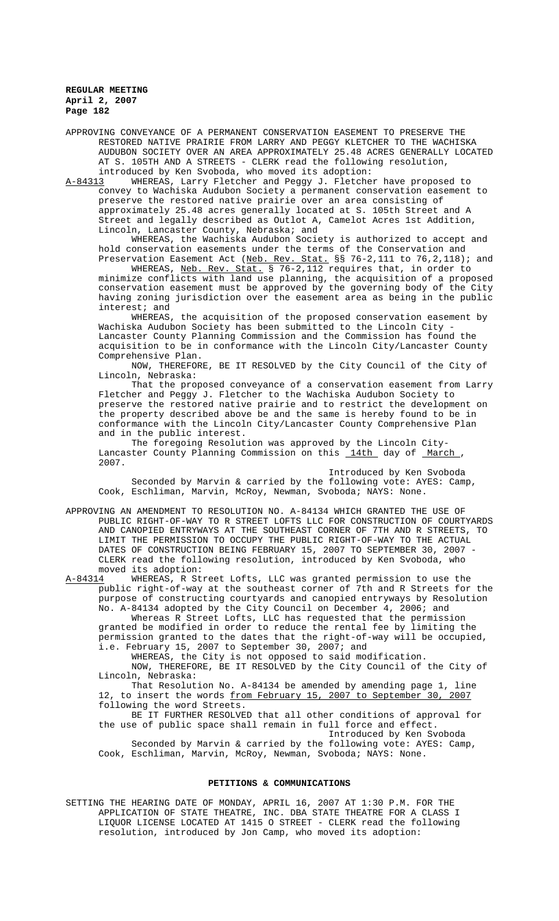APPROVING CONVEYANCE OF A PERMANENT CONSERVATION EASEMENT TO PRESERVE THE RESTORED NATIVE PRAIRIE FROM LARRY AND PEGGY KLETCHER TO THE WACHISKA AUDUBON SOCIETY OVER AN AREA APPROXIMATELY 25.48 ACRES GENERALLY LOCATED AT S. 105TH AND A STREETS - CLERK read the following resolution, introduced by Ken Svoboda, who moved its adoption:

A-84313 WHEREAS, Larry Fletcher and Peggy J. Fletcher have proposed to convey to Wachiska Audubon Society a permanent conservation easement to preserve the restored native prairie over an area consisting of approximately 25.48 acres generally located at S. 105th Street and A Street and legally described as Outlot A, Camelot Acres 1st Addition, Lincoln, Lancaster County, Nebraska; and

WHEREAS, the Wachiska Audubon Society is authorized to accept and hold conservation easements under the terms of the Conservation and Preservation Easement Act (Neb. Rev. Stat. §§ 76-2,111 to 76,2,118); and

WHEREAS, Neb. Rev. Stat. § 76-2,112 requires that, in order to minimize conflicts with land use planning, the acquisition of a proposed conservation easement must be approved by the governing body of the City having zoning jurisdiction over the easement area as being in the public interest; and

WHEREAS, the acquisition of the proposed conservation easement by Wachiska Audubon Society has been submitted to the Lincoln City - Lancaster County Planning Commission and the Commission has found the acquisition to be in conformance with the Lincoln City/Lancaster County Comprehensive Plan.

NOW, THEREFORE, BE IT RESOLVED by the City Council of the City of Lincoln, Nebraska:

That the proposed conveyance of a conservation easement from Larry Fletcher and Peggy J. Fletcher to the Wachiska Audubon Society to preserve the restored native prairie and to restrict the development on the property described above be and the same is hereby found to be in conformance with the Lincoln City/Lancaster County Comprehensive Plan and in the public interest.

The foregoing Resolution was approved by the Lincoln City-Lancaster County Planning Commission on this 14th day of March , 2007.

Introduced by Ken Svoboda

Seconded by Marvin & carried by the following vote: AYES: Camp, Cook, Eschliman, Marvin, McRoy, Newman, Svoboda; NAYS: None.

APPROVING AN AMENDMENT TO RESOLUTION NO. A-84134 WHICH GRANTED THE USE OF PUBLIC RIGHT-OF-WAY TO R STREET LOFTS LLC FOR CONSTRUCTION OF COURTYARDS AND CANOPIED ENTRYWAYS AT THE SOUTHEAST CORNER OF 7TH AND R STREETS, TO LIMIT THE PERMISSION TO OCCUPY THE PUBLIC RIGHT-OF-WAY TO THE ACTUAL DATES OF CONSTRUCTION BEING FEBRUARY 15, 2007 TO SEPTEMBER 30, 2007 - CLERK read the following resolution, introduced by Ken Svoboda, who moved its adoption:

A-84314 WHEREAS, R Street Lofts, LLC was granted permission to use the public right-of-way at the southeast corner of 7th and R Streets for the purpose of constructing courtyards and canopied entryways by Resolution No. A-84134 adopted by the City Council on December 4, 2006; and

Whereas R Street Lofts, LLC has requested that the permission granted be modified in order to reduce the rental fee by limiting the permission granted to the dates that the right-of-way will be occupied, i.e. February 15, 2007 to September 30, 2007; and

WHEREAS, the City is not opposed to said modification.

NOW, THEREFORE, BE IT RESOLVED by the City Council of the City of Lincoln, Nebraska:

That Resolution No. A-84134 be amended by amending page 1, line 12, to insert the words from February 15, 2007 to September 30, 2007 following the word Streets.

BE IT FURTHER RESOLVED that all other conditions of approval for the use of public space shall remain in full force and effect.

Introduced by Ken Svoboda

Seconded by Marvin & carried by the following vote: AYES: Camp, Cook, Eschliman, Marvin, McRoy, Newman, Svoboda; NAYS: None.

## PETITIONS & COMMUNICATIONS

SETTING THE HEARING DATE OF MONDAY, APRIL 16, 2007 AT 1:30 P.M. FOR THE APPLICATION OF STATE THEATRE, INC. DBA STATE THEATRE FOR A CLASS I LIQUOR LICENSE LOCATED AT 1415 O STREET - CLERK read the following resolution, introduced by Jon Camp, who moved its adoption: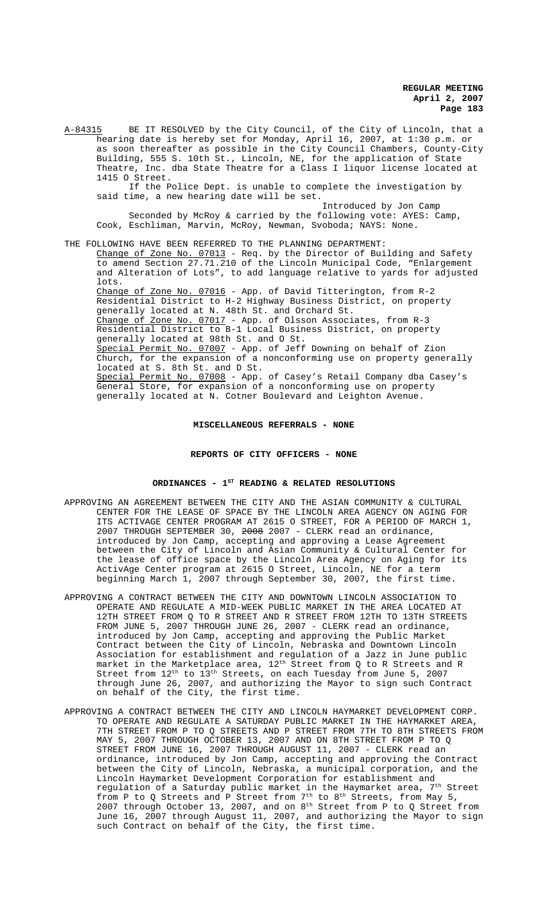A-84315 BE IT RESOLVED by the City Council, of the City of Lincoln, that a hearing date is hereby set for Monday, April 16, 2007, at 1:30 p.m. or as soon thereafter as possible in the City Council Chambers, County-City Building, 555 S. 10th St., Lincoln, NE, for the application of State Theatre, Inc. dba State Theatre for a Class I liquor license located at 1415 O Street.

If the Police Dept. is unable to complete the investigation by said time, a new hearing date will be set.

Introduced by Jon Camp

Seconded by McRoy & carried by the following vote: AYES: Camp, Cook, Eschliman, Marvin, McRoy, Newman, Svoboda; NAYS: None.

THE FOLLOWING HAVE BEEN REFERRED TO THE PLANNING DEPARTMENT:

Change of Zone No. 07013 - Req. by the Director of Building and Safety to amend Section 27.71.210 of the Lincoln Municipal Code, "Enlargement and Alteration of Lots", to add language relative to yards for adjusted lots.

Change of Zone No. 07016 - App. of David Titterington, from R-2 Residential District to H-2 Highway Business District, on property generally located at N. 48th St. and Orchard St.

Change of Zone No. 07017 - App. of Olsson Associates, from R-3 Residential District to B-1 Local Business District, on property generally located at 98th St. and O St.

Special Permit No. 07007 - App. of Jeff Downing on behalf of Zion Church, for the expansion of a nonconforming use on property generally located at S. 8th St. and D St.

Special Permit No. 07008 - App. of Casey's Retail Company dba Casey's General Store, for expansion of a nonconforming use on property generally located at N. Cotner Boulevard and Leighton Avenue.

**MISCELLANEOUS REFERRALS - NONE**

**REPORTS OF CITY OFFICERS - NONE**

**ORDINANCES - 1ST READING & RELATED RESOLUTIONS**

APPROVING AN AGREEMENT BETWEEN THE CITY AND THE ASIAN COMMUNITY & CULTURAL CENTER FOR THE LEASE OF SPACE BY THE LINCOLN AREA AGENCY ON AGING FOR ITS ACTIVAGE CENTER PROGRAM AT 2615 O STREET, FOR A PERIOD OF MARCH 1, 2007 THROUGH SEPTEMBER 30, ~~2008~~ 2007 - CLERK read an ordinance, introduced by Jon Camp, accepting and approving a Lease Agreement between the City of Lincoln and Asian Community & Cultural Center for the lease of office space by the Lincoln Area Agency on Aging for its ActivAge Center program at 2615 O Street, Lincoln, NE for a term beginning March 1, 2007 through September 30, 2007, the first time.

APPROVING A CONTRACT BETWEEN THE CITY AND DOWNTOWN LINCOLN ASSOCIATION TO OPERATE AND REGULATE A MID-WEEK PUBLIC MARKET IN THE AREA LOCATED AT 12TH STREET FROM Q TO R STREET AND R STREET FROM 12TH TO 13TH STREETS FROM JUNE 5, 2007 THROUGH JUNE 26, 2007 - CLERK read an ordinance, introduced by Jon Camp, accepting and approving the Public Market Contract between the City of Lincoln, Nebraska and Downtown Lincoln Association for establishment and regulation of a Jazz in June public market in the Marketplace area, 12th Street from Q to R Streets and R Street from 12th to 13th Streets, on each Tuesday from June 5, 2007 through June 26, 2007, and authorizing the Mayor to sign such Contract on behalf of the City, the first time.

APPROVING A CONTRACT BETWEEN THE CITY AND LINCOLN HAYMARKET DEVELOPMENT CORP. TO OPERATE AND REGULATE A SATURDAY PUBLIC MARKET IN THE HAYMARKET AREA, 7TH STREET FROM P TO Q STREETS AND P STREET FROM 7TH TO 8TH STREETS FROM MAY 5, 2007 THROUGH OCTOBER 13, 2007 AND ON 8TH STREET FROM P TO Q STREET FROM JUNE 16, 2007 THROUGH AUGUST 11, 2007 - CLERK read an ordinance, introduced by Jon Camp, accepting and approving the Contract between the City of Lincoln, Nebraska, a municipal corporation, and the Lincoln Haymarket Development Corporation for establishment and regulation of a Saturday public market in the Haymarket area, 7th Street from P to Q Streets and P Street from 7th to 8th Streets, from May 5, 2007 through October 13, 2007, and on 8th Street from P to Q Street from June 16, 2007 through August 11, 2007, and authorizing the Mayor to sign such Contract on behalf of the City, the first time.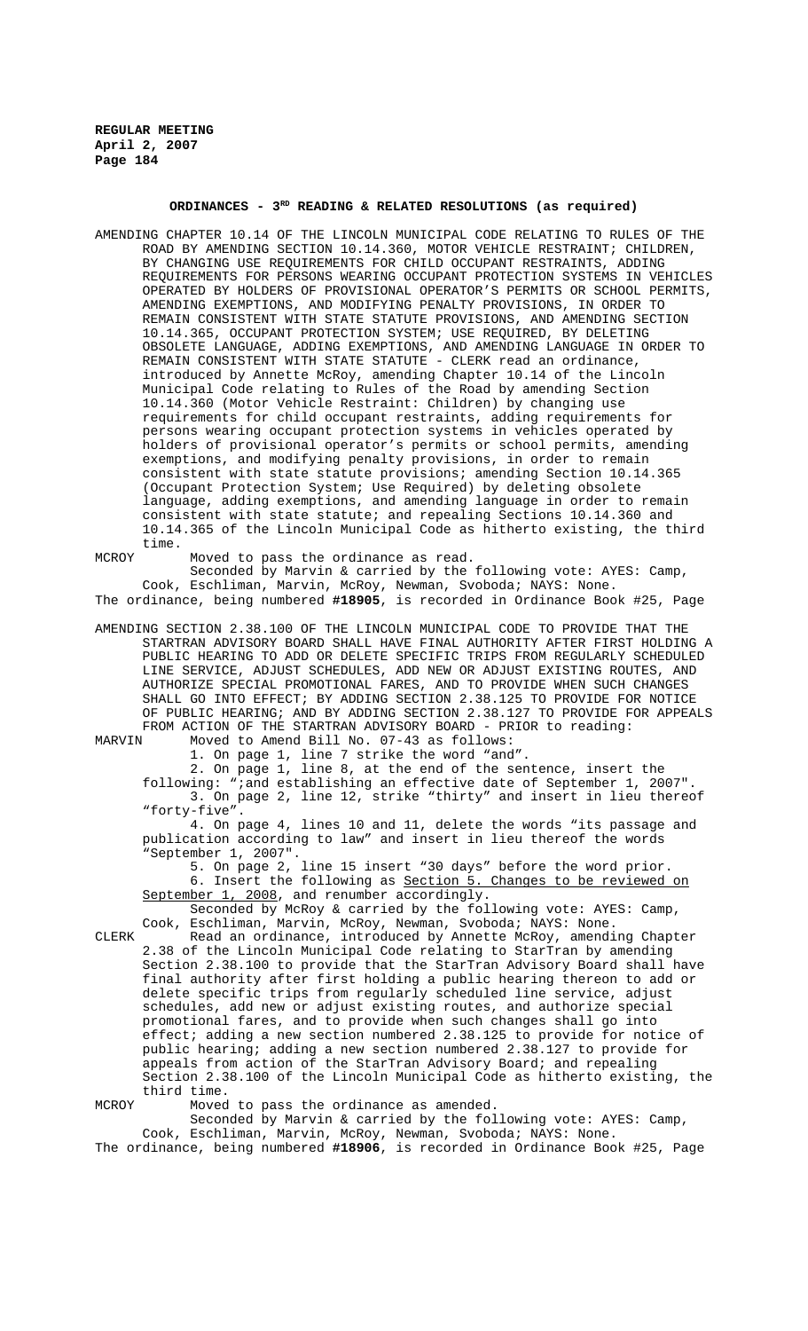## ORDINANCES - 3RD READING & RELATED RESOLUTIONS (as required)

AMENDING CHAPTER 10.14 OF THE LINCOLN MUNICIPAL CODE RELATING TO RULES OF THE ROAD BY AMENDING SECTION 10.14.360, MOTOR VEHICLE RESTRAINT; CHILDREN, BY CHANGING USE REQUIREMENTS FOR CHILD OCCUPANT RESTRAINTS, ADDING REQUIREMENTS FOR PERSONS WEARING OCCUPANT PROTECTION SYSTEMS IN VEHICLES OPERATED BY HOLDERS OF PROVISIONAL OPERATOR'S PERMITS OR SCHOOL PERMITS, AMENDING EXEMPTIONS, AND MODIFYING PENALTY PROVISIONS, IN ORDER TO REMAIN CONSISTENT WITH STATE STATUTE PROVISIONS, AND AMENDING SECTION 10.14.365, OCCUPANT PROTECTION SYSTEM; USE REQUIRED, BY DELETING OBSOLETE LANGUAGE, ADDING EXEMPTIONS, AND AMENDING LANGUAGE IN ORDER TO REMAIN CONSISTENT WITH STATE STATUTE - CLERK read an ordinance, introduced by Annette McRoy, amending Chapter 10.14 of the Lincoln Municipal Code relating to Rules of the Road by amending Section 10.14.360 (Motor Vehicle Restraint: Children) by changing use requirements for child occupant restraints, adding requirements for persons wearing occupant protection systems in vehicles operated by holders of provisional operator's permits or school permits, amending exemptions, and modifying penalty provisions, in order to remain consistent with state statute provisions; amending Section 10.14.365 (Occupant Protection System; Use Required) by deleting obsolete language, adding exemptions, and amending language in order to remain consistent with state statute; and repealing Sections 10.14.360 and 10.14.365 of the Lincoln Municipal Code as hitherto existing, the third time.

MCROY Moved to pass the ordinance as read.

Seconded by Marvin & carried by the following vote: AYES: Camp, Cook, Eschliman, Marvin, McRoy, Newman, Svoboda; NAYS: None.

The ordinance, being numbered **#18905**, is recorded in Ordinance Book #25, Page

AMENDING SECTION 2.38.100 OF THE LINCOLN MUNICIPAL CODE TO PROVIDE THAT THE STARTRAN ADVISORY BOARD SHALL HAVE FINAL AUTHORITY AFTER FIRST HOLDING A PUBLIC HEARING TO ADD OR DELETE SPECIFIC TRIPS FROM REGULARLY SCHEDULED LINE SERVICE, ADJUST SCHEDULES, ADD NEW OR ADJUST EXISTING ROUTES, AND AUTHORIZE SPECIAL PROMOTIONAL FARES, AND TO PROVIDE WHEN SUCH CHANGES SHALL GO INTO EFFECT; BY ADDING SECTION 2.38.125 TO PROVIDE FOR NOTICE OF PUBLIC HEARING; AND BY ADDING SECTION 2.38.127 TO PROVIDE FOR APPEALS FROM ACTION OF THE STARTRAN ADVISORY BOARD - PRIOR to reading:

MARVIN Moved to Amend Bill No. 07-43 as follows:

1. On page 1, line 7 strike the word "and".
2. On page 1, line 8, at the end of the sentence, insert the following: ";and establishing an effective date of September 1, 2007".
3. On page 2, line 12, strike "thirty" and insert in lieu thereof "forty-five".
4. On page 4, lines 10 and 11, delete the words "its passage and publication according to law" and insert in lieu thereof the words "September 1, 2007".
5. On page 2, line 15 insert "30 days" before the word prior.
6. Insert the following as Section 5. Changes to be reviewed on September 1, 2008, and renumber accordingly.

Seconded by McRoy & carried by the following vote: AYES: Camp, Cook, Eschliman, Marvin, McRoy, Newman, Svoboda; NAYS: None.

CLERK Read an ordinance, introduced by Annette McRoy, amending Chapter 2.38 of the Lincoln Municipal Code relating to StarTran by amending Section 2.38.100 to provide that the StarTran Advisory Board shall have final authority after first holding a public hearing thereon to add or delete specific trips from regularly scheduled line service, adjust schedules, add new or adjust existing routes, and authorize special promotional fares, and to provide when such changes shall go into effect; adding a new section numbered 2.38.125 to provide for notice of public hearing; adding a new section numbered 2.38.127 to provide for appeals from action of the StarTran Advisory Board; and repealing Section 2.38.100 of the Lincoln Municipal Code as hitherto existing, the third time.

MCROY Moved to pass the ordinance as amended.

Seconded by Marvin & carried by the following vote: AYES: Camp, Cook, Eschliman, Marvin, McRoy, Newman, Svoboda; NAYS: None.

The ordinance, being numbered **#18906**, is recorded in Ordinance Book #25, Page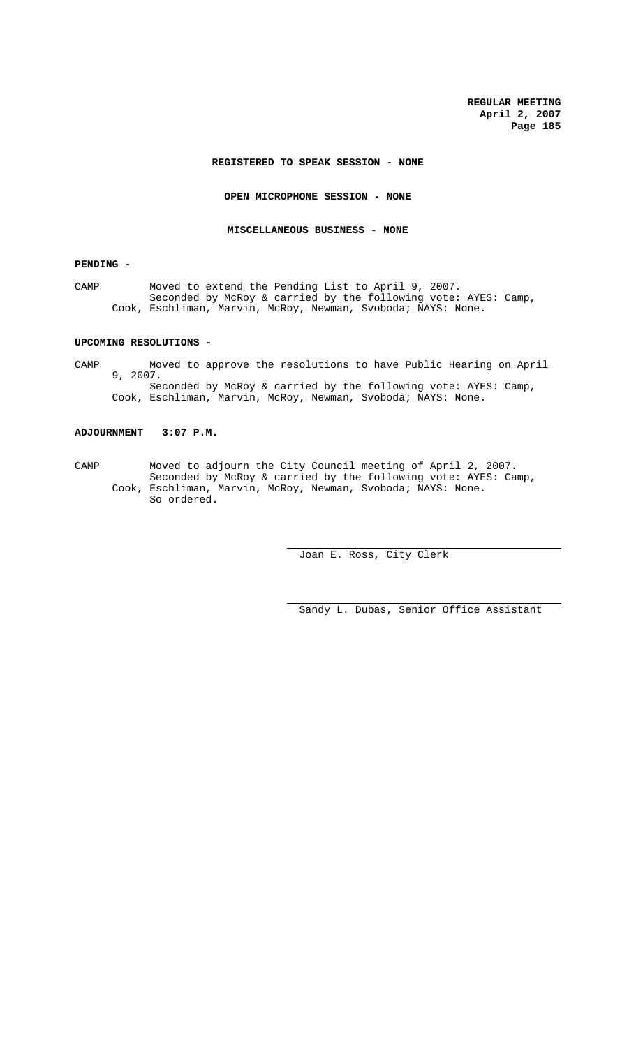**REGISTERED TO SPEAK SESSION - NONE**

**OPEN MICROPHONE SESSION - NONE**

**MISCELLANEOUS BUSINESS - NONE**

**PENDING -**

CAMP Moved to extend the Pending List to April 9, 2007.
Seconded by McRoy & carried by the following vote: AYES: Camp, Cook, Eschliman, Marvin, McRoy, Newman, Svoboda; NAYS: None.

**UPCOMING RESOLUTIONS -**

CAMP Moved to approve the resolutions to have Public Hearing on April 9, 2007.
Seconded by McRoy & carried by the following vote: AYES: Camp, Cook, Eschliman, Marvin, McRoy, Newman, Svoboda; NAYS: None.

**ADJOURNMENT 3:07 P.M.**

CAMP Moved to adjourn the City Council meeting of April 2, 2007.
Seconded by McRoy & carried by the following vote: AYES: Camp, Cook, Eschliman, Marvin, McRoy, Newman, Svoboda; NAYS: None.
So ordered.

Joan E. Ross, City Clerk

Sandy L. Dubas, Senior Office Assistant